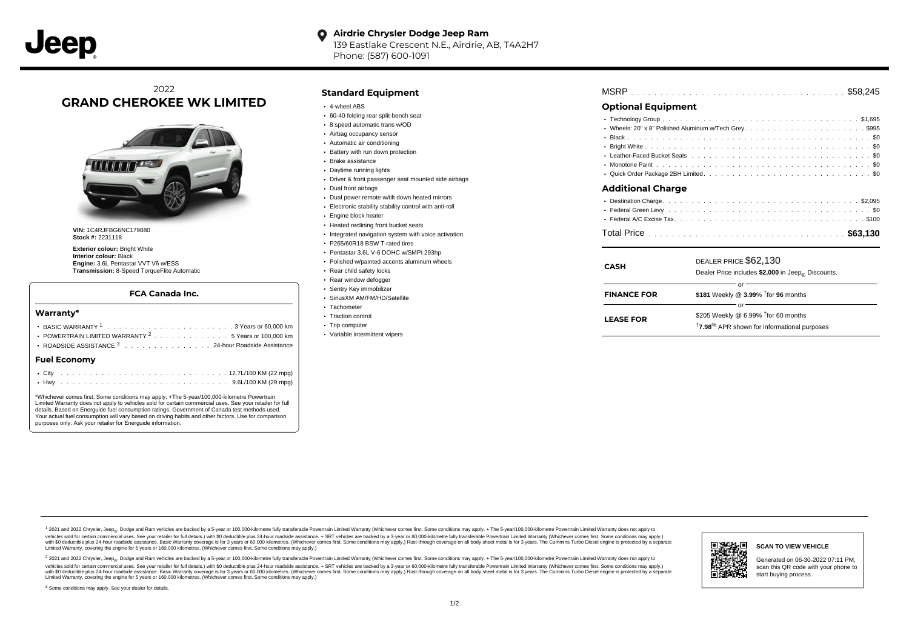**Airdrie Chrysler Dodge Jeep Ram**
139 Eastlake Crescent N.E., Airdrie, AB, T4A2H7
Phone: (587) 600-1091

2022
# GRAND CHEROKEE WK LIMITED

**VIN:** 1C4RJFBG6NC179880
**Stock #:** 2231118

**Exterior colour:** Bright White
**Interior colour:** Black
**Engine:** 3.6L Pentastar VVT V6 w/ESS
**Transmission:** 8-Speed TorqueFlite Automatic

### FCA Canada Inc.

#### Warranty*

- BASIC WARRANTY [1] . . . . . 3 Years or 60,000 km
- POWERTRAIN LIMITED WARRANTY [2] . . . . . 5 Years or 100,000 km
- ROADSIDE ASSISTANCE [3] . . . . . 24-hour Roadside Assistance

#### Fuel Economy

- City . . . . . 12.7L/100 KM (22 mpg)
- Hwy . . . . . 9.6L/100 KM (29 mpg)

*Whichever comes first. Some conditions may apply. +The 5-year/100,000-kilometre Powertrain Limited Warranty does not apply to vehicles sold for certain commercial uses. See your retailer for full details. Based on Energuide fuel consumption ratings. Government of Canada test methods used. Your actual fuel consumption will vary based on driving habits and other factors. Use for comparison purposes only. Ask your retailer for Energuide information.

## Standard Equipment

- 4-wheel ABS
- 60-40 folding rear split-bench seat
- 8 speed automatic trans w/OD
- Airbag occupancy sensor
- Automatic air conditioning
- Battery with run down protection
- Brake assistance
- Daytime running lights
- Driver & front passenger seat mounted side airbags
- Dual front airbags
- Dual power remote w/tilt down heated mirrors
- Electronic stability stability control with anti-roll
- Engine block heater
- Heated reclining front bucket seats
- Integrated navigation system with voice activation
- P265/60R18 BSW T-rated tires
- Pentastar 3.6L V-6 DOHC w/SMPI 293hp
- Polished w/painted accents aluminum wheels
- Rear child safety locks
- Rear window defogger
- Sentry Key immobilizer
- SiriusXM AM/FM/HD/Satellite
- Tachometer
- Traction control
- Trip computer
- Variable intermittent wipers

MSRP . . . . . $58,245

## Optional Equipment

- Technology Group . . . . . $1,695
- Wheels: 20" x 8" Polished Aluminum w/Tech Grey. . . . . $995
- Black . . . . . $0
- Bright White . . . . . $0
- Leather-Faced Bucket Seats . . . . . $0
- Monotone Paint . . . . . $0
- Quick Order Package 2BH Limited. . . . . $0

## Additional Charge

- Destination Charge. . . . . $2,095
- Federal Green Levy. . . . . $0
- Federal A/C Excise Tax. . . . . $100

Total Price . . . . . **$63,130**

| | |
|---|---|
| **CASH** | DEALER PRICE $62,130<br>Dealer Price includes **$2,000** in Jeep® Discounts. |
| | or |
| **FINANCE FOR** | **$181** Weekly @ **3.99**% †for **96** months |
| | or |
| **LEASE FOR** | $205 Weekly @ 6.99% †for 60 months<br>†**7.98**% APR shown for informational purposes |

[1] 2021 and 2022 Chrysler, Jeep®, Dodge and Ram vehicles are backed by a 5-year or 100,000-kilometre fully transferable Powertrain Limited Warranty (Whichever comes first. Some conditions may apply. + The 5-year/100,000-kilometre Powertrain Limited Warranty does not apply to vehicles sold for certain commercial uses. See your retailer for full details.) with $0 deductible plus 24-hour roadside assistance. + SRT vehicles are backed by a 3-year or 60,000-kilometre fully transferable Powertrain Limited Warranty (Whichever comes first. Some conditions may apply.) with $0 deductible plus 24-hour roadside assistance. Basic Warranty coverage is for 3 years or 60,000 kilometres. (Whichever comes first. Some conditions may apply.) Rust-through coverage on all body sheet metal is for 3 years. The Cummins Turbo Diesel engine is protected by a separate Limited Warranty, covering the engine for 5 years or 160,000 kilometres. (Whichever comes first. Some conditions may apply.)

[2] 2021 and 2022 Chrysler, Jeep®, Dodge and Ram vehicles are backed by a 5-year or 100,000-kilometre fully transferable Powertrain Limited Warranty (Whichever comes first. Some conditions may apply. + The 5-year/100,000-kilometre Powertrain Limited Warranty does not apply to vehicles sold for certain commercial uses. See your retailer for full details.) with $0 deductible plus 24-hour roadside assistance. + SRT vehicles are backed by a 3-year or 60,000-kilometre fully transferable Powertrain Limited Warranty (Whichever comes first. Some conditions may apply.) with $0 deductible plus 24-hour roadside assistance. Basic Warranty coverage is for 3 years or 60,000 kilometres. (Whichever comes first. Some conditions may apply.) Rust-through coverage on all body sheet metal is for 3 years. The Cummins Turbo Diesel engine is protected by a separate Limited Warranty, covering the engine for 5 years or 160,000 kilometres. (Whichever comes first. Some conditions may apply.)

[3] Some conditions may apply. See your dealer for details.

**SCAN TO VIEW VEHICLE**

Generated on 06-30-2022 07:11 PM, scan this QR code with your phone to start buying process.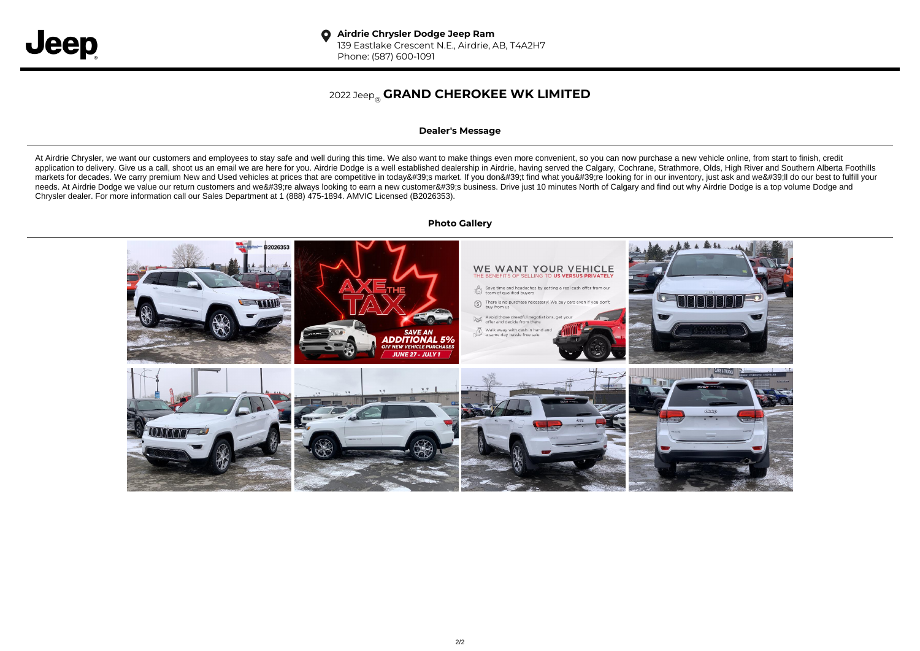**Airdrie Chrysler Dodge Jeep Ram**
139 Eastlake Crescent N.E., Airdrie, AB, T4A2H7
Phone: (587) 600-1091

# 2022 Jeep® GRAND CHEROKEE WK LIMITED

## Dealer's Message

At Airdrie Chrysler, we want our customers and employees to stay safe and well during this time. We also want to make things even more convenient, so you can now purchase a new vehicle online, from start to finish, credit application to delivery. Give us a call, shoot us an email we are here for you. Airdrie Dodge is a well established dealership in Airdrie, having served the Calgary, Cochrane, Strathmore, Olds, High River and Southern Alberta Foothills markets for decades. We carry premium New and Used vehicles at prices that are competitive in today&#39;s market. If you don&#39;t find what you&#39;re looking for in our inventory, just ask and we&#39;ll do our best to fulfill your needs. At Airdrie Dodge we value our return customers and we&#39;re always looking to earn a new customer&#39;s business. Drive just 10 minutes North of Calgary and find out why Airdrie Dodge is a top volume Dodge and Chrysler dealer. For more information call our Sales Department at 1 (888) 475-1894. AMVIC Licensed (B2026353).

## Photo Gallery